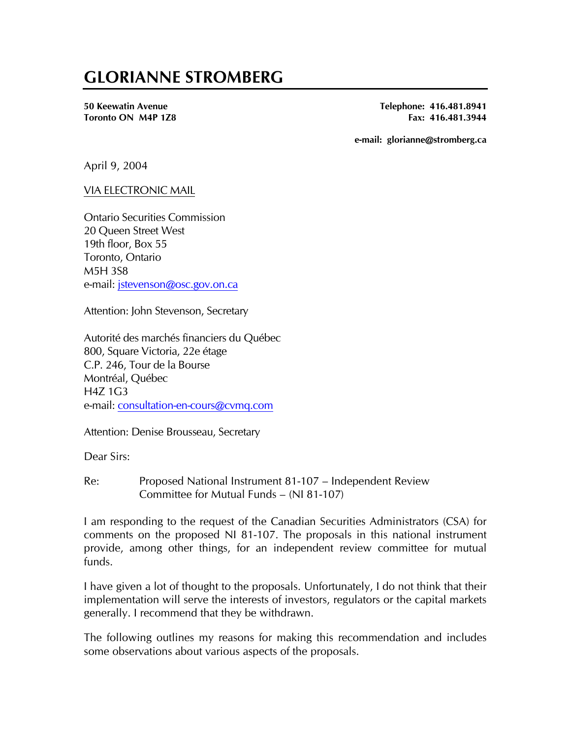# GLORIANNE STROMBERG

**50 Keewatin Avenue**
**Toronto ON M4P 1Z8**

**Telephone: 416.481.8941**
**Fax: 416.481.3944**

**e-mail: glorianne@stromberg.ca**

April 9, 2004

VIA ELECTRONIC MAIL

Ontario Securities Commission
20 Queen Street West
19th floor, Box 55
Toronto, Ontario
M5H 3S8
e-mail: jstevenson@osc.gov.on.ca

Attention: John Stevenson, Secretary

Autorité des marchés financiers du Québec
800, Square Victoria, 22e étage
C.P. 246, Tour de la Bourse
Montréal, Québec
H4Z 1G3
e-mail: consultation-en-cours@cvmq.com

Attention: Denise Brousseau, Secretary

Dear Sirs:

Re: Proposed National Instrument 81-107 – Independent Review Committee for Mutual Funds – (NI 81-107)

I am responding to the request of the Canadian Securities Administrators (CSA) for comments on the proposed NI 81-107. The proposals in this national instrument provide, among other things, for an independent review committee for mutual funds.

I have given a lot of thought to the proposals. Unfortunately, I do not think that their implementation will serve the interests of investors, regulators or the capital markets generally. I recommend that they be withdrawn.

The following outlines my reasons for making this recommendation and includes some observations about various aspects of the proposals.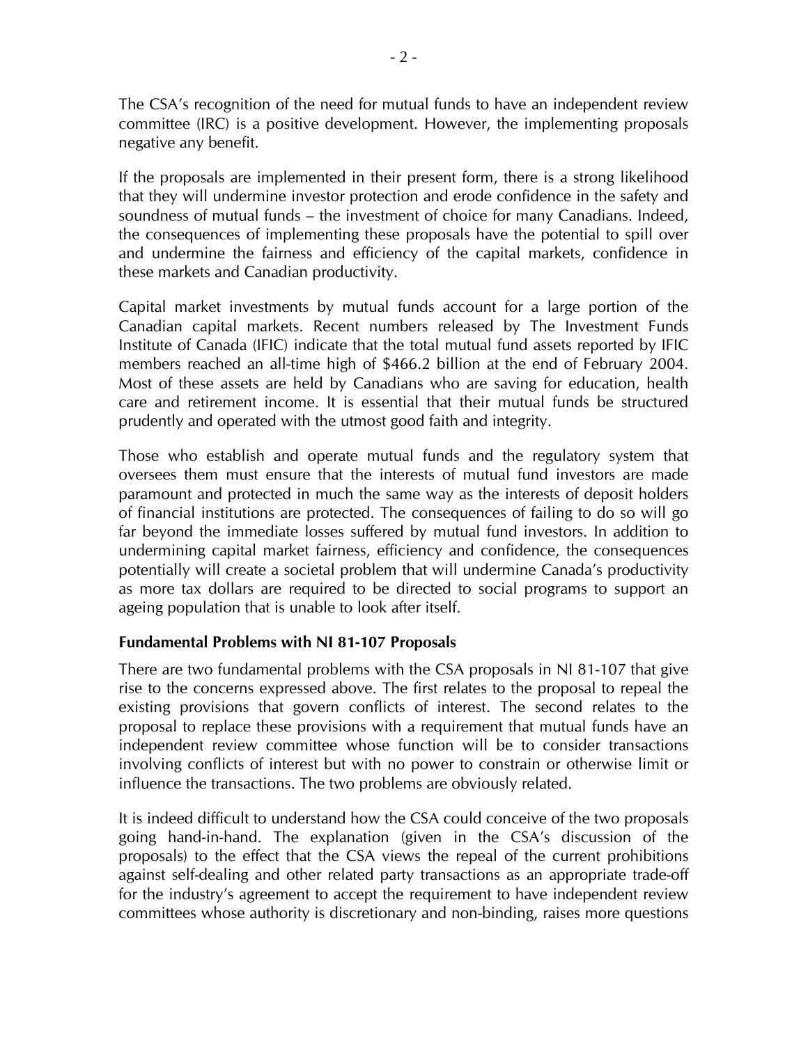The CSA's recognition of the need for mutual funds to have an independent review committee (IRC) is a positive development. However, the implementing proposals negative any benefit.

If the proposals are implemented in their present form, there is a strong likelihood that they will undermine investor protection and erode confidence in the safety and soundness of mutual funds – the investment of choice for many Canadians. Indeed, the consequences of implementing these proposals have the potential to spill over and undermine the fairness and efficiency of the capital markets, confidence in these markets and Canadian productivity.

Capital market investments by mutual funds account for a large portion of the Canadian capital markets. Recent numbers released by The Investment Funds Institute of Canada (IFIC) indicate that the total mutual fund assets reported by IFIC members reached an all-time high of $466.2 billion at the end of February 2004. Most of these assets are held by Canadians who are saving for education, health care and retirement income. It is essential that their mutual funds be structured prudently and operated with the utmost good faith and integrity.

Those who establish and operate mutual funds and the regulatory system that oversees them must ensure that the interests of mutual fund investors are made paramount and protected in much the same way as the interests of deposit holders of financial institutions are protected. The consequences of failing to do so will go far beyond the immediate losses suffered by mutual fund investors. In addition to undermining capital market fairness, efficiency and confidence, the consequences potentially will create a societal problem that will undermine Canada's productivity as more tax dollars are required to be directed to social programs to support an ageing population that is unable to look after itself.

**Fundamental Problems with NI 81-107 Proposals**

There are two fundamental problems with the CSA proposals in NI 81-107 that give rise to the concerns expressed above. The first relates to the proposal to repeal the existing provisions that govern conflicts of interest. The second relates to the proposal to replace these provisions with a requirement that mutual funds have an independent review committee whose function will be to consider transactions involving conflicts of interest but with no power to constrain or otherwise limit or influence the transactions. The two problems are obviously related.

It is indeed difficult to understand how the CSA could conceive of the two proposals going hand-in-hand. The explanation (given in the CSA's discussion of the proposals) to the effect that the CSA views the repeal of the current prohibitions against self-dealing and other related party transactions as an appropriate trade-off for the industry's agreement to accept the requirement to have independent review committees whose authority is discretionary and non-binding, raises more questions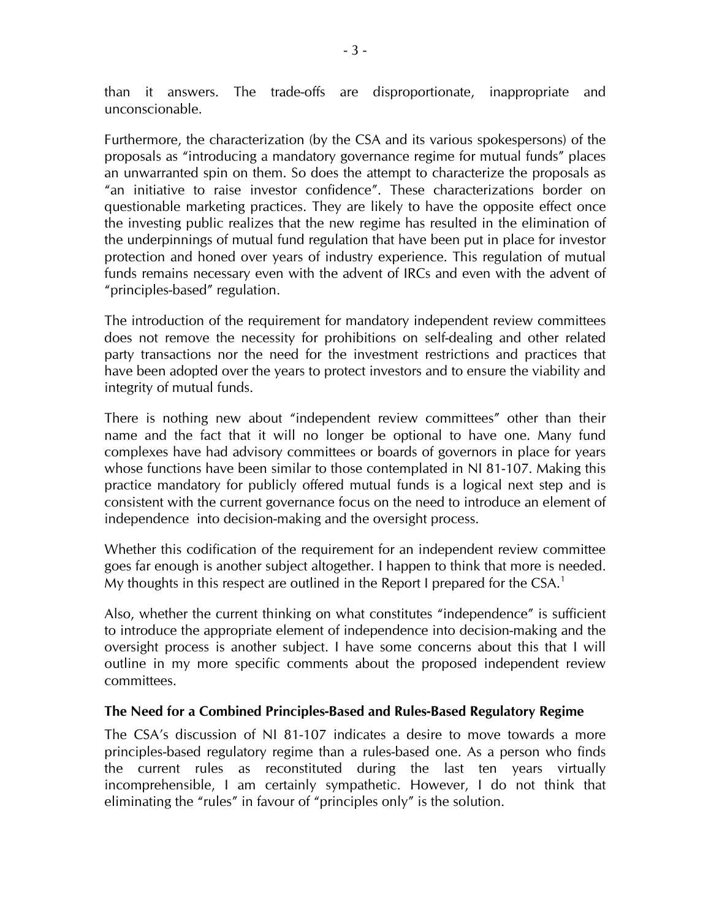than it answers. The trade-offs are disproportionate, inappropriate and unconscionable.

Furthermore, the characterization (by the CSA and its various spokespersons) of the proposals as "introducing a mandatory governance regime for mutual funds" places an unwarranted spin on them. So does the attempt to characterize the proposals as "an initiative to raise investor confidence". These characterizations border on questionable marketing practices. They are likely to have the opposite effect once the investing public realizes that the new regime has resulted in the elimination of the underpinnings of mutual fund regulation that have been put in place for investor protection and honed over years of industry experience. This regulation of mutual funds remains necessary even with the advent of IRCs and even with the advent of "principles-based" regulation.

The introduction of the requirement for mandatory independent review committees does not remove the necessity for prohibitions on self-dealing and other related party transactions nor the need for the investment restrictions and practices that have been adopted over the years to protect investors and to ensure the viability and integrity of mutual funds.

There is nothing new about "independent review committees" other than their name and the fact that it will no longer be optional to have one. Many fund complexes have had advisory committees or boards of governors in place for years whose functions have been similar to those contemplated in NI 81-107. Making this practice mandatory for publicly offered mutual funds is a logical next step and is consistent with the current governance focus on the need to introduce an element of independence into decision-making and the oversight process.

Whether this codification of the requirement for an independent review committee goes far enough is another subject altogether. I happen to think that more is needed. My thoughts in this respect are outlined in the Report I prepared for the CSA.[1]

Also, whether the current thinking on what constitutes "independence" is sufficient to introduce the appropriate element of independence into decision-making and the oversight process is another subject. I have some concerns about this that I will outline in my more specific comments about the proposed independent review committees.

### The Need for a Combined Principles-Based and Rules-Based Regulatory Regime

The CSA's discussion of NI 81-107 indicates a desire to move towards a more principles-based regulatory regime than a rules-based one. As a person who finds the current rules as reconstituted during the last ten years virtually incomprehensible, I am certainly sympathetic. However, I do not think that eliminating the "rules" in favour of "principles only" is the solution.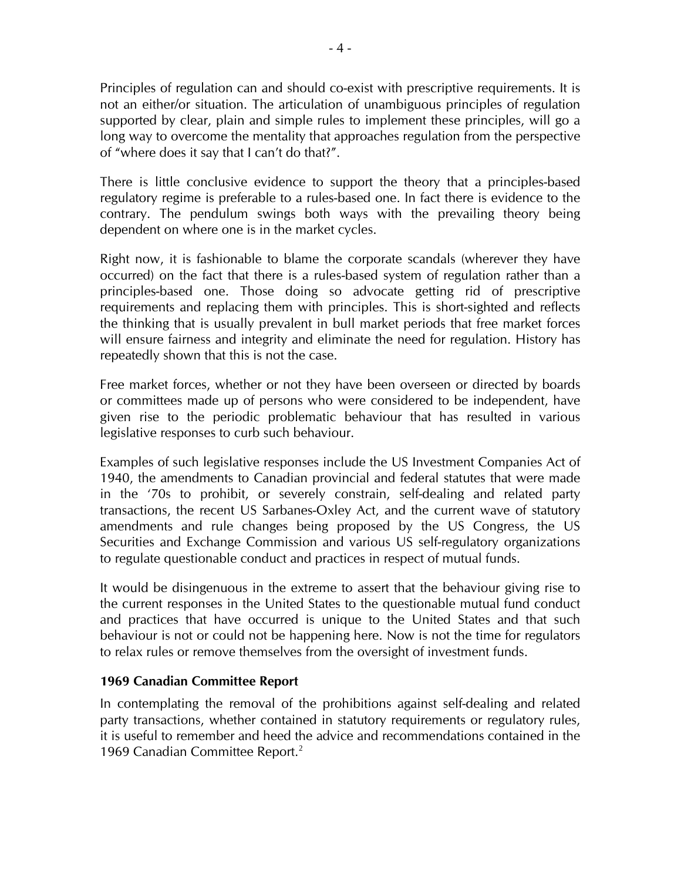Principles of regulation can and should co-exist with prescriptive requirements. It is not an either/or situation. The articulation of unambiguous principles of regulation supported by clear, plain and simple rules to implement these principles, will go a long way to overcome the mentality that approaches regulation from the perspective of "where does it say that I can't do that?".

There is little conclusive evidence to support the theory that a principles-based regulatory regime is preferable to a rules-based one. In fact there is evidence to the contrary. The pendulum swings both ways with the prevailing theory being dependent on where one is in the market cycles.

Right now, it is fashionable to blame the corporate scandals (wherever they have occurred) on the fact that there is a rules-based system of regulation rather than a principles-based one. Those doing so advocate getting rid of prescriptive requirements and replacing them with principles. This is short-sighted and reflects the thinking that is usually prevalent in bull market periods that free market forces will ensure fairness and integrity and eliminate the need for regulation. History has repeatedly shown that this is not the case.

Free market forces, whether or not they have been overseen or directed by boards or committees made up of persons who were considered to be independent, have given rise to the periodic problematic behaviour that has resulted in various legislative responses to curb such behaviour.

Examples of such legislative responses include the US Investment Companies Act of 1940, the amendments to Canadian provincial and federal statutes that were made in the '70s to prohibit, or severely constrain, self-dealing and related party transactions, the recent US Sarbanes-Oxley Act, and the current wave of statutory amendments and rule changes being proposed by the US Congress, the US Securities and Exchange Commission and various US self-regulatory organizations to regulate questionable conduct and practices in respect of mutual funds.

It would be disingenuous in the extreme to assert that the behaviour giving rise to the current responses in the United States to the questionable mutual fund conduct and practices that have occurred is unique to the United States and that such behaviour is not or could not be happening here. Now is not the time for regulators to relax rules or remove themselves from the oversight of investment funds.

**1969 Canadian Committee Report**

In contemplating the removal of the prohibitions against self-dealing and related party transactions, whether contained in statutory requirements or regulatory rules, it is useful to remember and heed the advice and recommendations contained in the 1969 Canadian Committee Report.[2]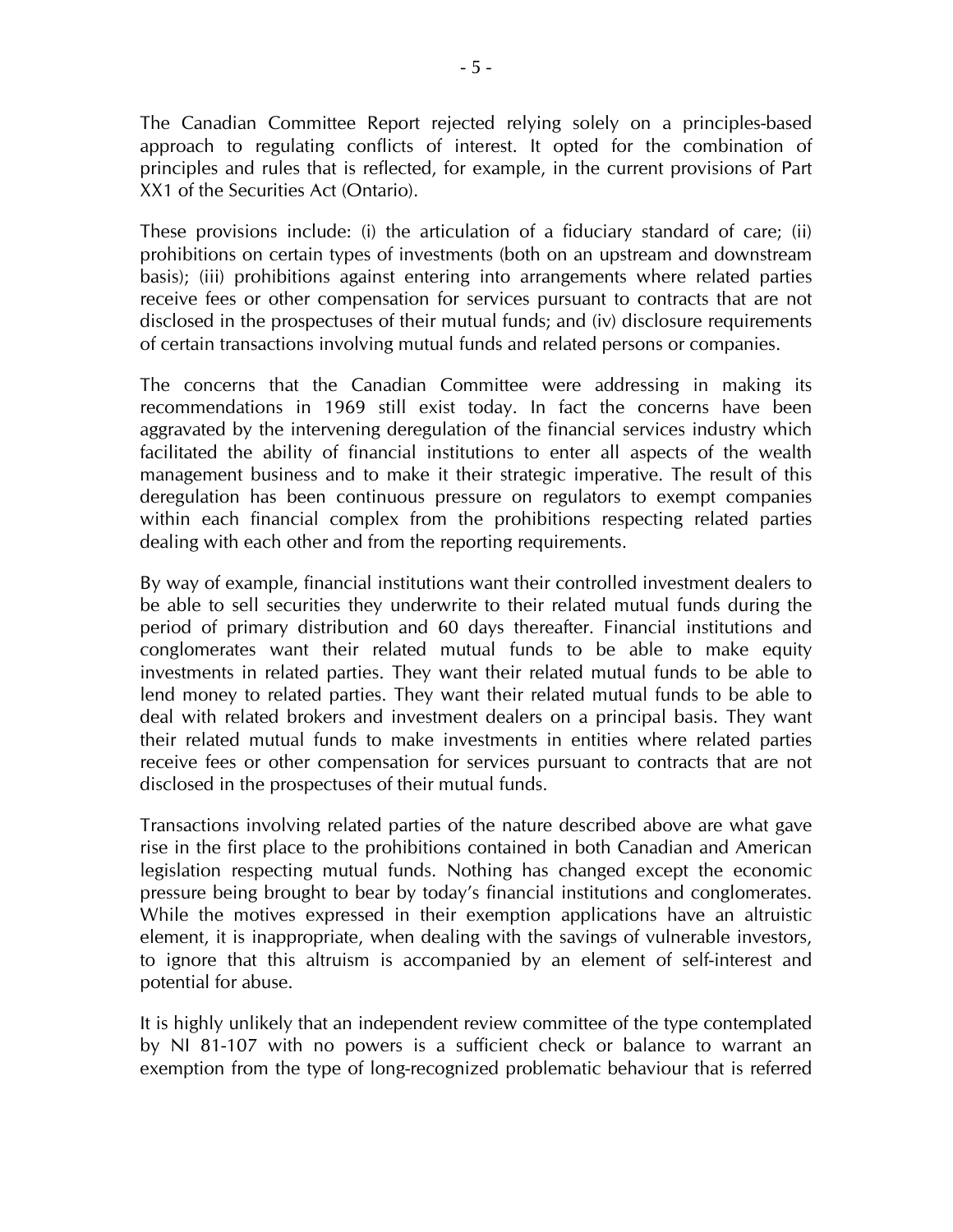The Canadian Committee Report rejected relying solely on a principles-based approach to regulating conflicts of interest. It opted for the combination of principles and rules that is reflected, for example, in the current provisions of Part XX1 of the Securities Act (Ontario).

These provisions include: (i) the articulation of a fiduciary standard of care; (ii) prohibitions on certain types of investments (both on an upstream and downstream basis); (iii) prohibitions against entering into arrangements where related parties receive fees or other compensation for services pursuant to contracts that are not disclosed in the prospectuses of their mutual funds; and (iv) disclosure requirements of certain transactions involving mutual funds and related persons or companies.

The concerns that the Canadian Committee were addressing in making its recommendations in 1969 still exist today. In fact the concerns have been aggravated by the intervening deregulation of the financial services industry which facilitated the ability of financial institutions to enter all aspects of the wealth management business and to make it their strategic imperative. The result of this deregulation has been continuous pressure on regulators to exempt companies within each financial complex from the prohibitions respecting related parties dealing with each other and from the reporting requirements.

By way of example, financial institutions want their controlled investment dealers to be able to sell securities they underwrite to their related mutual funds during the period of primary distribution and 60 days thereafter. Financial institutions and conglomerates want their related mutual funds to be able to make equity investments in related parties. They want their related mutual funds to be able to lend money to related parties. They want their related mutual funds to be able to deal with related brokers and investment dealers on a principal basis. They want their related mutual funds to make investments in entities where related parties receive fees or other compensation for services pursuant to contracts that are not disclosed in the prospectuses of their mutual funds.

Transactions involving related parties of the nature described above are what gave rise in the first place to the prohibitions contained in both Canadian and American legislation respecting mutual funds. Nothing has changed except the economic pressure being brought to bear by today's financial institutions and conglomerates. While the motives expressed in their exemption applications have an altruistic element, it is inappropriate, when dealing with the savings of vulnerable investors, to ignore that this altruism is accompanied by an element of self-interest and potential for abuse.

It is highly unlikely that an independent review committee of the type contemplated by NI 81-107 with no powers is a sufficient check or balance to warrant an exemption from the type of long-recognized problematic behaviour that is referred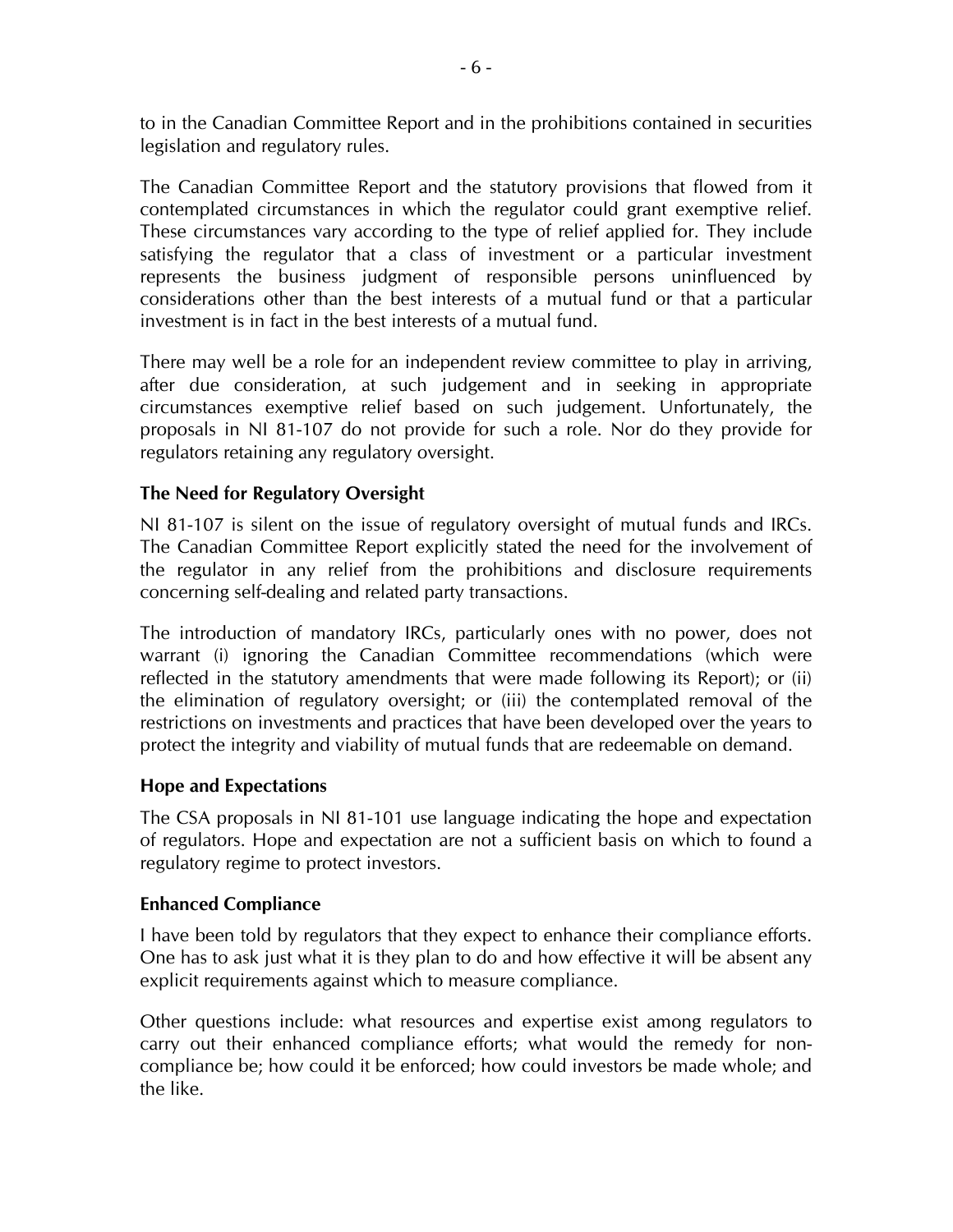to in the Canadian Committee Report and in the prohibitions contained in securities legislation and regulatory rules.

The Canadian Committee Report and the statutory provisions that flowed from it contemplated circumstances in which the regulator could grant exemptive relief. These circumstances vary according to the type of relief applied for. They include satisfying the regulator that a class of investment or a particular investment represents the business judgment of responsible persons uninfluenced by considerations other than the best interests of a mutual fund or that a particular investment is in fact in the best interests of a mutual fund.

There may well be a role for an independent review committee to play in arriving, after due consideration, at such judgement and in seeking in appropriate circumstances exemptive relief based on such judgement. Unfortunately, the proposals in NI 81-107 do not provide for such a role. Nor do they provide for regulators retaining any regulatory oversight.

**The Need for Regulatory Oversight**

NI 81-107 is silent on the issue of regulatory oversight of mutual funds and IRCs. The Canadian Committee Report explicitly stated the need for the involvement of the regulator in any relief from the prohibitions and disclosure requirements concerning self-dealing and related party transactions.

The introduction of mandatory IRCs, particularly ones with no power, does not warrant (i) ignoring the Canadian Committee recommendations (which were reflected in the statutory amendments that were made following its Report); or (ii) the elimination of regulatory oversight; or (iii) the contemplated removal of the restrictions on investments and practices that have been developed over the years to protect the integrity and viability of mutual funds that are redeemable on demand.

**Hope and Expectations**

The CSA proposals in NI 81-101 use language indicating the hope and expectation of regulators. Hope and expectation are not a sufficient basis on which to found a regulatory regime to protect investors.

**Enhanced Compliance**

I have been told by regulators that they expect to enhance their compliance efforts. One has to ask just what it is they plan to do and how effective it will be absent any explicit requirements against which to measure compliance.

Other questions include: what resources and expertise exist among regulators to carry out their enhanced compliance efforts; what would the remedy for non-compliance be; how could it be enforced; how could investors be made whole; and the like.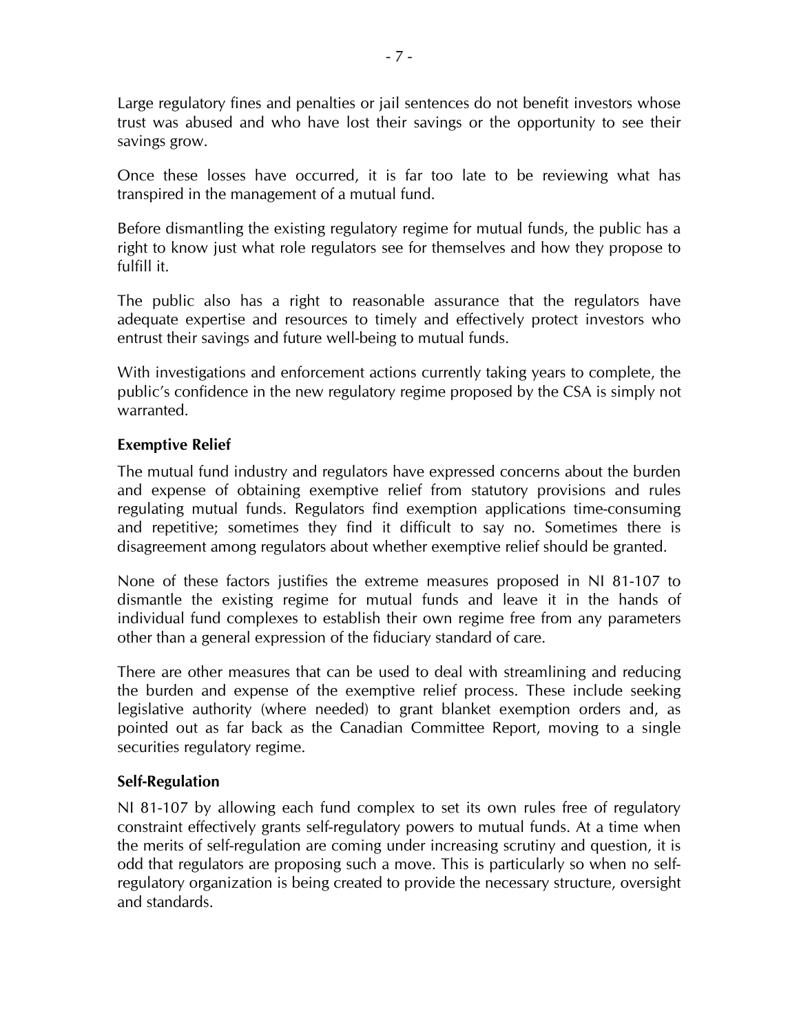Large regulatory fines and penalties or jail sentences do not benefit investors whose trust was abused and who have lost their savings or the opportunity to see their savings grow.

Once these losses have occurred, it is far too late to be reviewing what has transpired in the management of a mutual fund.

Before dismantling the existing regulatory regime for mutual funds, the public has a right to know just what role regulators see for themselves and how they propose to fulfill it.

The public also has a right to reasonable assurance that the regulators have adequate expertise and resources to timely and effectively protect investors who entrust their savings and future well-being to mutual funds.

With investigations and enforcement actions currently taking years to complete, the public's confidence in the new regulatory regime proposed by the CSA is simply not warranted.

**Exemptive Relief**

The mutual fund industry and regulators have expressed concerns about the burden and expense of obtaining exemptive relief from statutory provisions and rules regulating mutual funds. Regulators find exemption applications time-consuming and repetitive; sometimes they find it difficult to say no. Sometimes there is disagreement among regulators about whether exemptive relief should be granted.

None of these factors justifies the extreme measures proposed in NI 81-107 to dismantle the existing regime for mutual funds and leave it in the hands of individual fund complexes to establish their own regime free from any parameters other than a general expression of the fiduciary standard of care.

There are other measures that can be used to deal with streamlining and reducing the burden and expense of the exemptive relief process. These include seeking legislative authority (where needed) to grant blanket exemption orders and, as pointed out as far back as the Canadian Committee Report, moving to a single securities regulatory regime.

**Self-Regulation**

NI 81-107 by allowing each fund complex to set its own rules free of regulatory constraint effectively grants self-regulatory powers to mutual funds. At a time when the merits of self-regulation are coming under increasing scrutiny and question, it is odd that regulators are proposing such a move. This is particularly so when no self-regulatory organization is being created to provide the necessary structure, oversight and standards.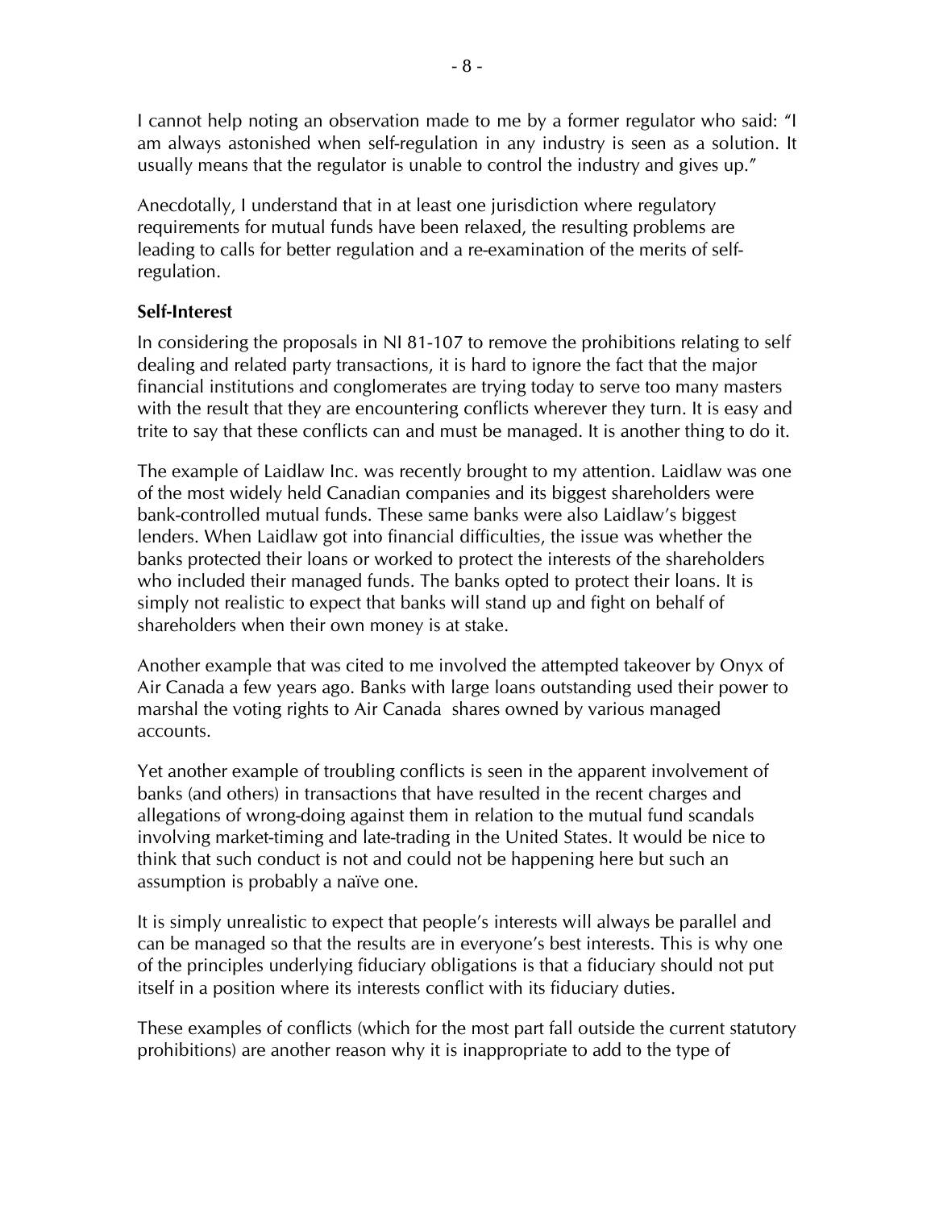I cannot help noting an observation made to me by a former regulator who said: "I am always astonished when self-regulation in any industry is seen as a solution. It usually means that the regulator is unable to control the industry and gives up."

Anecdotally, I understand that in at least one jurisdiction where regulatory requirements for mutual funds have been relaxed, the resulting problems are leading to calls for better regulation and a re-examination of the merits of self-regulation.

**Self-Interest**

In considering the proposals in NI 81-107 to remove the prohibitions relating to self dealing and related party transactions, it is hard to ignore the fact that the major financial institutions and conglomerates are trying today to serve too many masters with the result that they are encountering conflicts wherever they turn. It is easy and trite to say that these conflicts can and must be managed. It is another thing to do it.

The example of Laidlaw Inc. was recently brought to my attention. Laidlaw was one of the most widely held Canadian companies and its biggest shareholders were bank-controlled mutual funds. These same banks were also Laidlaw's biggest lenders. When Laidlaw got into financial difficulties, the issue was whether the banks protected their loans or worked to protect the interests of the shareholders who included their managed funds. The banks opted to protect their loans. It is simply not realistic to expect that banks will stand up and fight on behalf of shareholders when their own money is at stake.

Another example that was cited to me involved the attempted takeover by Onyx of Air Canada a few years ago. Banks with large loans outstanding used their power to marshal the voting rights to Air Canada shares owned by various managed accounts.

Yet another example of troubling conflicts is seen in the apparent involvement of banks (and others) in transactions that have resulted in the recent charges and allegations of wrong-doing against them in relation to the mutual fund scandals involving market-timing and late-trading in the United States. It would be nice to think that such conduct is not and could not be happening here but such an assumption is probably a naïve one.

It is simply unrealistic to expect that people's interests will always be parallel and can be managed so that the results are in everyone's best interests. This is why one of the principles underlying fiduciary obligations is that a fiduciary should not put itself in a position where its interests conflict with its fiduciary duties.

These examples of conflicts (which for the most part fall outside the current statutory prohibitions) are another reason why it is inappropriate to add to the type of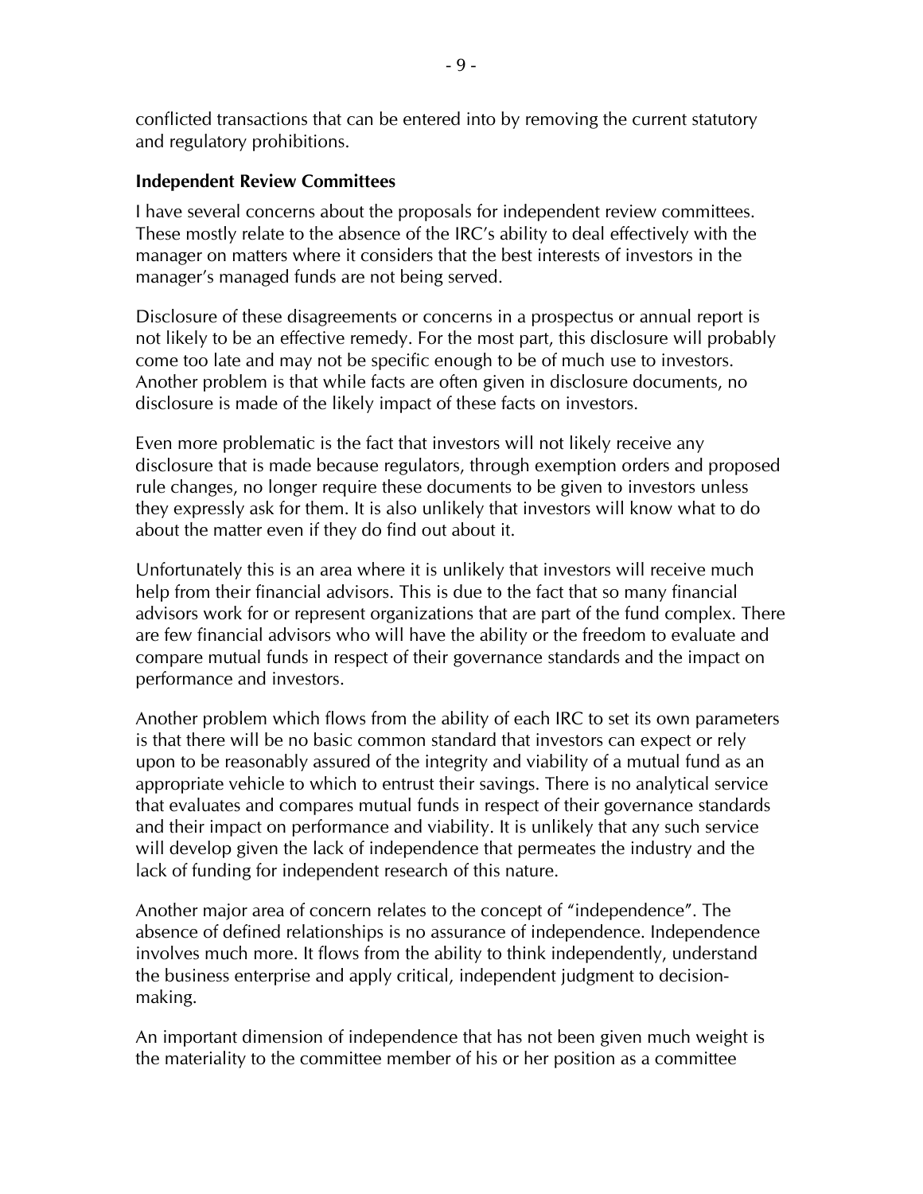conflicted transactions that can be entered into by removing the current statutory and regulatory prohibitions.

**Independent Review Committees**

I have several concerns about the proposals for independent review committees. These mostly relate to the absence of the IRC's ability to deal effectively with the manager on matters where it considers that the best interests of investors in the manager's managed funds are not being served.

Disclosure of these disagreements or concerns in a prospectus or annual report is not likely to be an effective remedy. For the most part, this disclosure will probably come too late and may not be specific enough to be of much use to investors. Another problem is that while facts are often given in disclosure documents, no disclosure is made of the likely impact of these facts on investors.

Even more problematic is the fact that investors will not likely receive any disclosure that is made because regulators, through exemption orders and proposed rule changes, no longer require these documents to be given to investors unless they expressly ask for them. It is also unlikely that investors will know what to do about the matter even if they do find out about it.

Unfortunately this is an area where it is unlikely that investors will receive much help from their financial advisors. This is due to the fact that so many financial advisors work for or represent organizations that are part of the fund complex. There are few financial advisors who will have the ability or the freedom to evaluate and compare mutual funds in respect of their governance standards and the impact on performance and investors.

Another problem which flows from the ability of each IRC to set its own parameters is that there will be no basic common standard that investors can expect or rely upon to be reasonably assured of the integrity and viability of a mutual fund as an appropriate vehicle to which to entrust their savings. There is no analytical service that evaluates and compares mutual funds in respect of their governance standards and their impact on performance and viability. It is unlikely that any such service will develop given the lack of independence that permeates the industry and the lack of funding for independent research of this nature.

Another major area of concern relates to the concept of "independence". The absence of defined relationships is no assurance of independence. Independence involves much more. It flows from the ability to think independently, understand the business enterprise and apply critical, independent judgment to decision-making.

An important dimension of independence that has not been given much weight is the materiality to the committee member of his or her position as a committee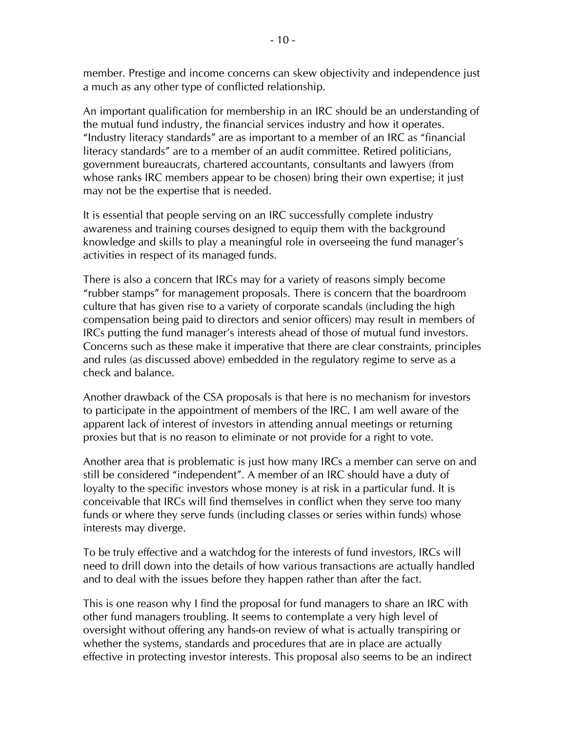member. Prestige and income concerns can skew objectivity and independence just a much as any other type of conflicted relationship.

An important qualification for membership in an IRC should be an understanding of the mutual fund industry, the financial services industry and how it operates. "Industry literacy standards" are as important to a member of an IRC as "financial literacy standards" are to a member of an audit committee. Retired politicians, government bureaucrats, chartered accountants, consultants and lawyers (from whose ranks IRC members appear to be chosen) bring their own expertise; it just may not be the expertise that is needed.

It is essential that people serving on an IRC successfully complete industry awareness and training courses designed to equip them with the background knowledge and skills to play a meaningful role in overseeing the fund manager's activities in respect of its managed funds.

There is also a concern that IRCs may for a variety of reasons simply become "rubber stamps" for management proposals. There is concern that the boardroom culture that has given rise to a variety of corporate scandals (including the high compensation being paid to directors and senior officers) may result in members of IRCs putting the fund manager's interests ahead of those of mutual fund investors. Concerns such as these make it imperative that there are clear constraints, principles and rules (as discussed above) embedded in the regulatory regime to serve as a check and balance.

Another drawback of the CSA proposals is that here is no mechanism for investors to participate in the appointment of members of the IRC. I am well aware of the apparent lack of interest of investors in attending annual meetings or returning proxies but that is no reason to eliminate or not provide for a right to vote.

Another area that is problematic is just how many IRCs a member can serve on and still be considered "independent". A member of an IRC should have a duty of loyalty to the specific investors whose money is at risk in a particular fund. It is conceivable that IRCs will find themselves in conflict when they serve too many funds or where they serve funds (including classes or series within funds) whose interests may diverge.

To be truly effective and a watchdog for the interests of fund investors, IRCs will need to drill down into the details of how various transactions are actually handled and to deal with the issues before they happen rather than after the fact.

This is one reason why I find the proposal for fund managers to share an IRC with other fund managers troubling. It seems to contemplate a very high level of oversight without offering any hands-on review of what is actually transpiring or whether the systems, standards and procedures that are in place are actually effective in protecting investor interests. This proposal also seems to be an indirect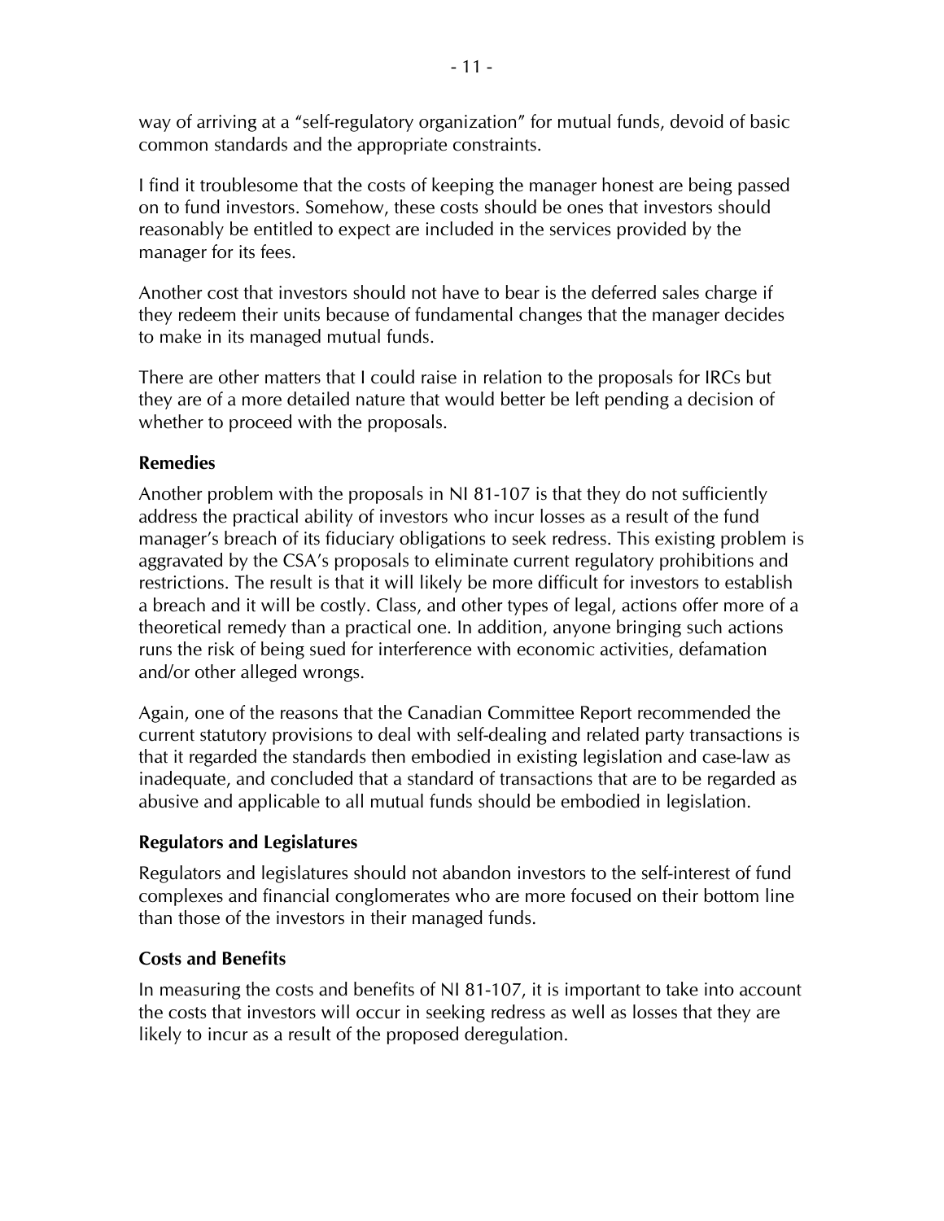way of arriving at a "self-regulatory organization" for mutual funds, devoid of basic common standards and the appropriate constraints.

I find it troublesome that the costs of keeping the manager honest are being passed on to fund investors. Somehow, these costs should be ones that investors should reasonably be entitled to expect are included in the services provided by the manager for its fees.

Another cost that investors should not have to bear is the deferred sales charge if they redeem their units because of fundamental changes that the manager decides to make in its managed mutual funds.

There are other matters that I could raise in relation to the proposals for IRCs but they are of a more detailed nature that would better be left pending a decision of whether to proceed with the proposals.

### Remedies

Another problem with the proposals in NI 81-107 is that they do not sufficiently address the practical ability of investors who incur losses as a result of the fund manager's breach of its fiduciary obligations to seek redress. This existing problem is aggravated by the CSA's proposals to eliminate current regulatory prohibitions and restrictions. The result is that it will likely be more difficult for investors to establish a breach and it will be costly. Class, and other types of legal, actions offer more of a theoretical remedy than a practical one. In addition, anyone bringing such actions runs the risk of being sued for interference with economic activities, defamation and/or other alleged wrongs.

Again, one of the reasons that the Canadian Committee Report recommended the current statutory provisions to deal with self-dealing and related party transactions is that it regarded the standards then embodied in existing legislation and case-law as inadequate, and concluded that a standard of transactions that are to be regarded as abusive and applicable to all mutual funds should be embodied in legislation.

### Regulators and Legislatures

Regulators and legislatures should not abandon investors to the self-interest of fund complexes and financial conglomerates who are more focused on their bottom line than those of the investors in their managed funds.

### Costs and Benefits

In measuring the costs and benefits of NI 81-107, it is important to take into account the costs that investors will occur in seeking redress as well as losses that they are likely to incur as a result of the proposed deregulation.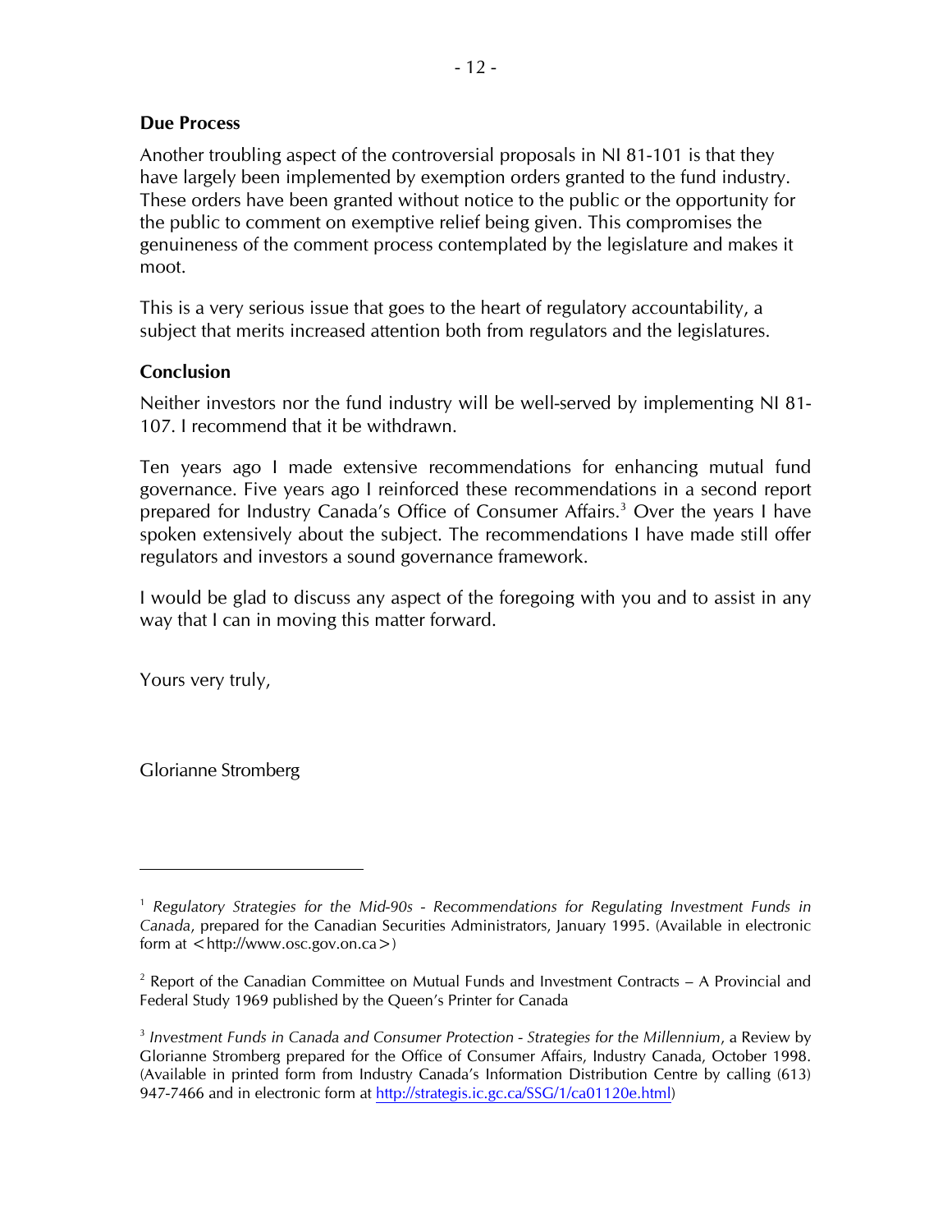## Due Process

Another troubling aspect of the controversial proposals in NI 81-101 is that they have largely been implemented by exemption orders granted to the fund industry. These orders have been granted without notice to the public or the opportunity for the public to comment on exemptive relief being given. This compromises the genuineness of the comment process contemplated by the legislature and makes it moot.

This is a very serious issue that goes to the heart of regulatory accountability, a subject that merits increased attention both from regulators and the legislatures.

## Conclusion

Neither investors nor the fund industry will be well-served by implementing NI 81-107. I recommend that it be withdrawn.

Ten years ago I made extensive recommendations for enhancing mutual fund governance. Five years ago I reinforced these recommendations in a second report prepared for Industry Canada's Office of Consumer Affairs.[3] Over the years I have spoken extensively about the subject. The recommendations I have made still offer regulators and investors a sound governance framework.

I would be glad to discuss any aspect of the foregoing with you and to assist in any way that I can in moving this matter forward.

Yours very truly,

Glorianne Stromberg

---

[1] *Regulatory Strategies for the Mid-90s - Recommendations for Regulating Investment Funds in Canada*, prepared for the Canadian Securities Administrators, January 1995. (Available in electronic form at <http://www.osc.gov.on.ca>)

[2] Report of the Canadian Committee on Mutual Funds and Investment Contracts – A Provincial and Federal Study 1969 published by the Queen's Printer for Canada

[3] *Investment Funds in Canada and Consumer Protection - Strategies for the Millennium*, a Review by Glorianne Stromberg prepared for the Office of Consumer Affairs, Industry Canada, October 1998. (Available in printed form from Industry Canada's Information Distribution Centre by calling (613) 947-7466 and in electronic form at http://strategis.ic.gc.ca/SSG/1/ca01120e.html)